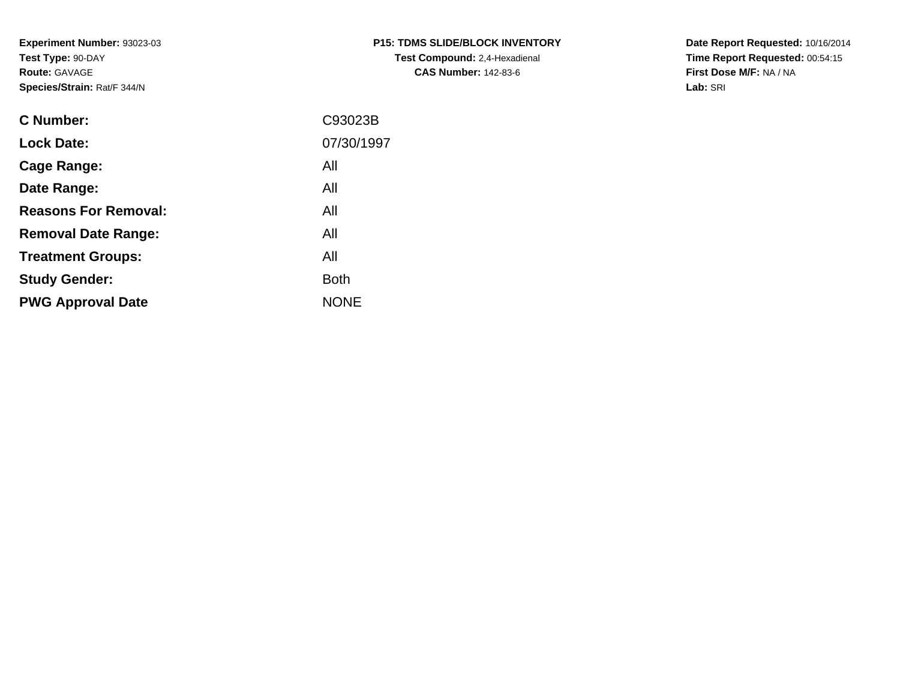**Experiment Number:** 93023-03
**Test Type:** 90-DAY
**Route:** GAVAGE
**Species/Strain:** Rat/F 344/N

**P15: TDMS SLIDE/BLOCK INVENTORY**
**Test Compound:** 2,4-Hexadienal
**CAS Number:** 142-83-6

**Date Report Requested:** 10/16/2014
**Time Report Requested:** 00:54:15
**First Dose M/F:** NA / NA
**Lab:** SRI

| | |
|---|---|
| **C Number:** | C93023B |
| **Lock Date:** | 07/30/1997 |
| **Cage Range:** | All |
| **Date Range:** | All |
| **Reasons For Removal:** | All |
| **Removal Date Range:** | All |
| **Treatment Groups:** | All |
| **Study Gender:** | Both |
| **PWG Approval Date** | NONE |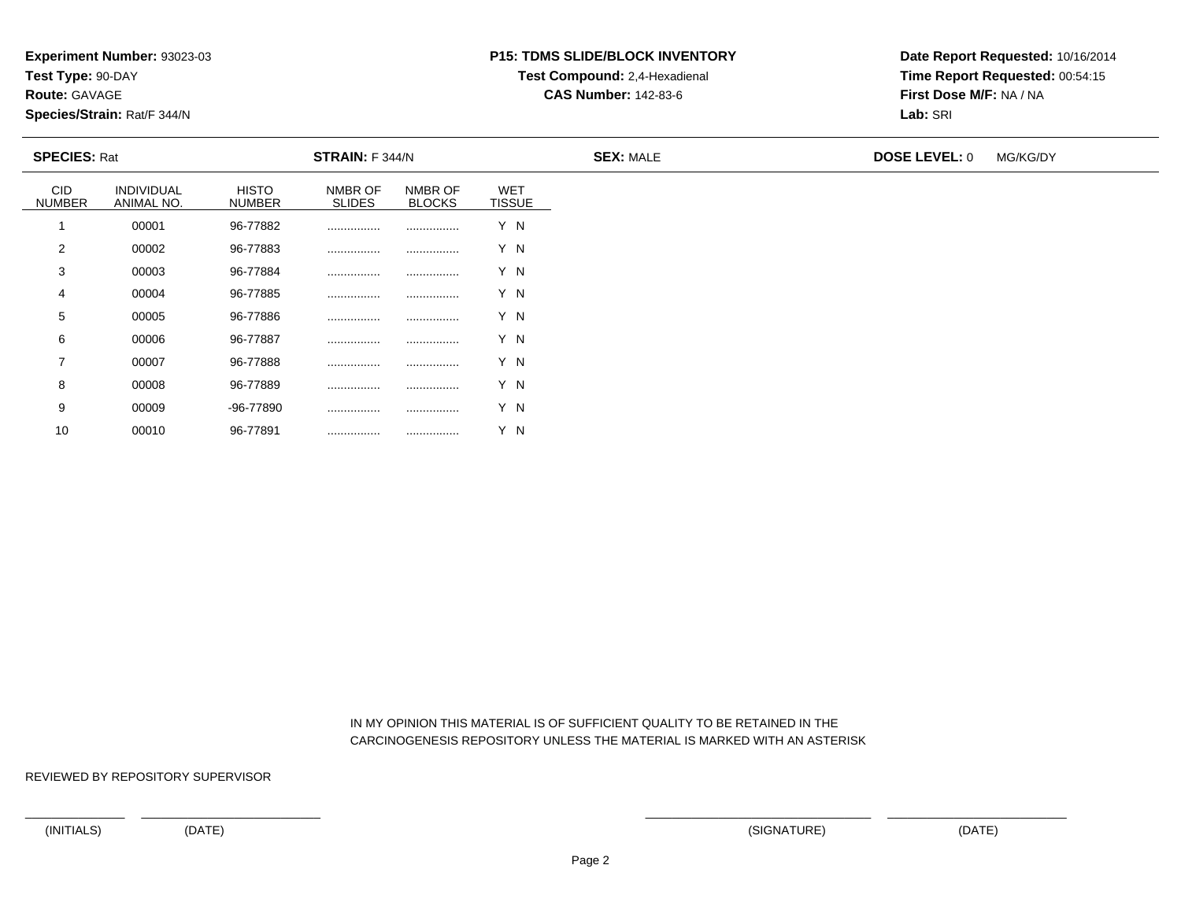**Experiment Number:** 93023-03
**Test Type:** 90-DAY
**Route:** GAVAGE
**Species/Strain:** Rat/F 344/N

**P15: TDMS SLIDE/BLOCK INVENTORY**
**Test Compound:** 2,4-Hexadienal
**CAS Number:** 142-83-6

**Date Report Requested:** 10/16/2014
**Time Report Requested:** 00:54:15
**First Dose M/F:** NA / NA
**Lab:** SRI

**SPECIES:** Rat **STRAIN:** F 344/N **SEX:** MALE **DOSE LEVEL:** 0 MG/KG/DY

| CID NUMBER | INDIVIDUAL ANIMAL NO. | HISTO NUMBER | NMBR OF SLIDES | NMBR OF BLOCKS | WET TISSUE |
|---|---|---|---|---|---|
| 1 | 00001 | 96-77882 | ................ | ................ | Y N |
| 2 | 00002 | 96-77883 | ................ | ................ | Y N |
| 3 | 00003 | 96-77884 | ................ | ................ | Y N |
| 4 | 00004 | 96-77885 | ................ | ................ | Y N |
| 5 | 00005 | 96-77886 | ................ | ................ | Y N |
| 6 | 00006 | 96-77887 | ................ | ................ | Y N |
| 7 | 00007 | 96-77888 | ................ | ................ | Y N |
| 8 | 00008 | 96-77889 | ................ | ................ | Y N |
| 9 | 00009 | -96-77890 | ................ | ................ | Y N |
| 10 | 00010 | 96-77891 | ................ | ................ | Y N |

IN MY OPINION THIS MATERIAL IS OF SUFFICIENT QUALITY TO BE RETAINED IN THE CARCINOGENESIS REPOSITORY UNLESS THE MATERIAL IS MARKED WITH AN ASTERISK

REVIEWED BY REPOSITORY SUPERVISOR

(INITIALS) (DATE) (SIGNATURE) (DATE)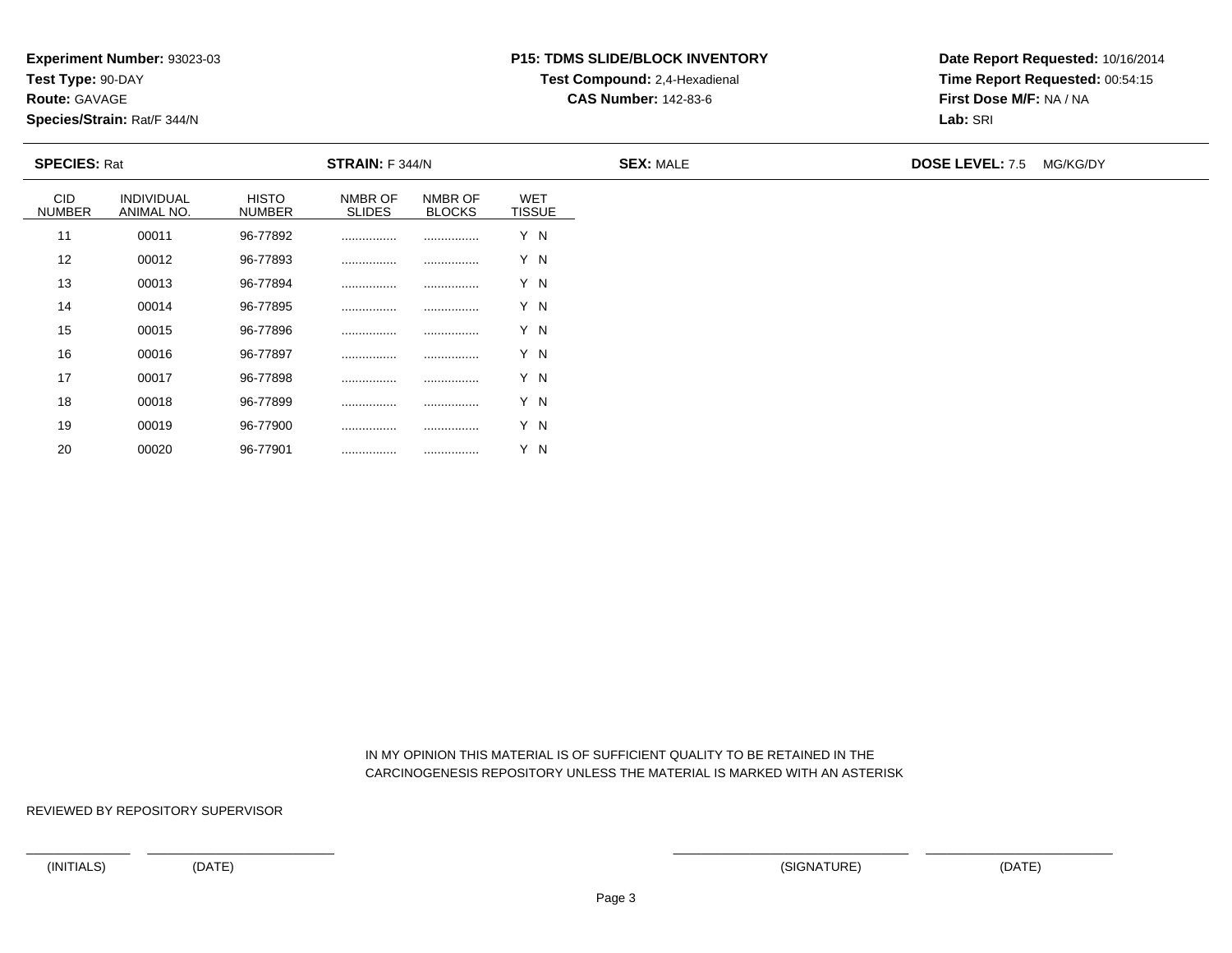**Experiment Number:** 93023-03
**Test Type:** 90-DAY
**Route:** GAVAGE
**Species/Strain:** Rat/F 344/N

**P15: TDMS SLIDE/BLOCK INVENTORY**
**Test Compound:** 2,4-Hexadienal
**CAS Number:** 142-83-6

**Date Report Requested:** 10/16/2014
**Time Report Requested:** 00:54:15
**First Dose M/F:** NA / NA
**Lab:** SRI

**SPECIES:** Rat **STRAIN:** F 344/N **SEX:** MALE **DOSE LEVEL:** 7.5 MG/KG/DY

| CID NUMBER | INDIVIDUAL ANIMAL NO. | HISTO NUMBER | NMBR OF SLIDES | NMBR OF BLOCKS | WET TISSUE |
|---|---|---|---|---|---|
| 11 | 00011 | 96-77892 | ................ | ................ | Y N |
| 12 | 00012 | 96-77893 | ................ | ................ | Y N |
| 13 | 00013 | 96-77894 | ................ | ................ | Y N |
| 14 | 00014 | 96-77895 | ................ | ................ | Y N |
| 15 | 00015 | 96-77896 | ................ | ................ | Y N |
| 16 | 00016 | 96-77897 | ................ | ................ | Y N |
| 17 | 00017 | 96-77898 | ................ | ................ | Y N |
| 18 | 00018 | 96-77899 | ................ | ................ | Y N |
| 19 | 00019 | 96-77900 | ................ | ................ | Y N |
| 20 | 00020 | 96-77901 | ................ | ................ | Y N |

IN MY OPINION THIS MATERIAL IS OF SUFFICIENT QUALITY TO BE RETAINED IN THE CARCINOGENESIS REPOSITORY UNLESS THE MATERIAL IS MARKED WITH AN ASTERISK

REVIEWED BY REPOSITORY SUPERVISOR

(INITIALS) (DATE) (SIGNATURE) (DATE)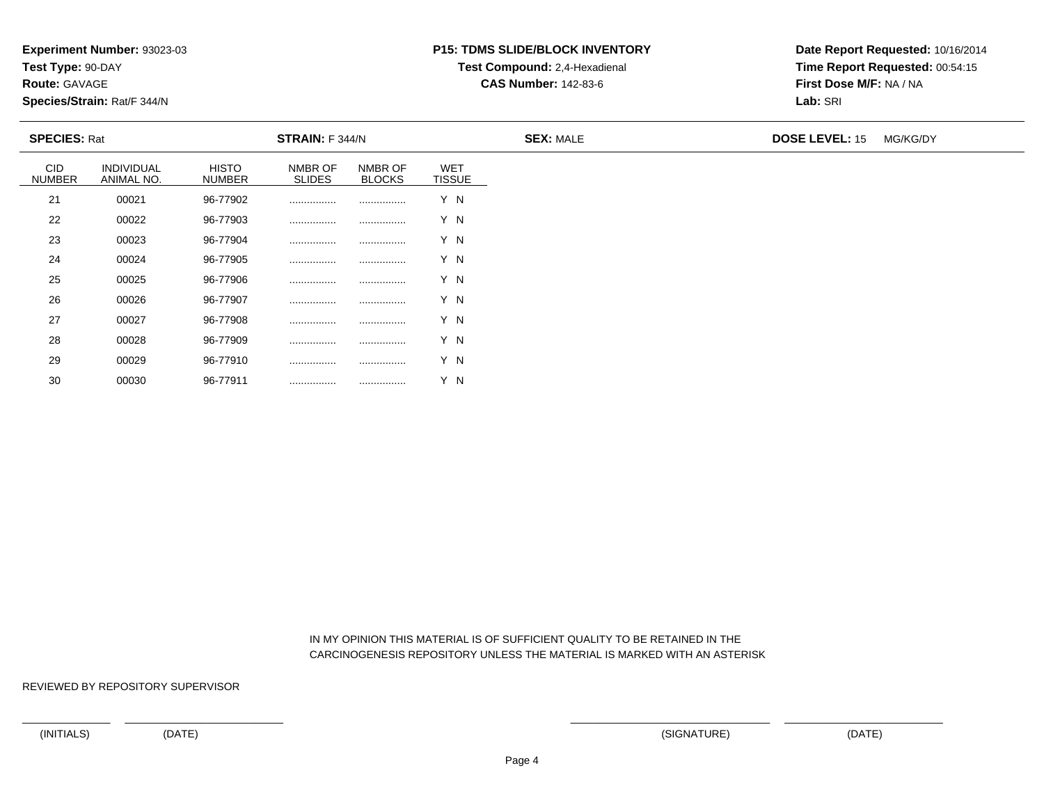**Experiment Number:** 93023-03
**Test Type:** 90-DAY
**Route:** GAVAGE
**Species/Strain:** Rat/F 344/N

**P15: TDMS SLIDE/BLOCK INVENTORY**
**Test Compound:** 2,4-Hexadienal
**CAS Number:** 142-83-6

**Date Report Requested:** 10/16/2014
**Time Report Requested:** 00:54:15
**First Dose M/F:** NA / NA
**Lab:** SRI

**SPECIES:** Rat **STRAIN:** F 344/N **SEX:** MALE **DOSE LEVEL:** 15 MG/KG/DY

| CID NUMBER | INDIVIDUAL ANIMAL NO. | HISTO NUMBER | NMBR OF SLIDES | NMBR OF BLOCKS | WET TISSUE |
|---|---|---|---|---|---|
| 21 | 00021 | 96-77902 | ................ | ................ | Y N |
| 22 | 00022 | 96-77903 | ................ | ................ | Y N |
| 23 | 00023 | 96-77904 | ................ | ................ | Y N |
| 24 | 00024 | 96-77905 | ................ | ................ | Y N |
| 25 | 00025 | 96-77906 | ................ | ................ | Y N |
| 26 | 00026 | 96-77907 | ................ | ................ | Y N |
| 27 | 00027 | 96-77908 | ................ | ................ | Y N |
| 28 | 00028 | 96-77909 | ................ | ................ | Y N |
| 29 | 00029 | 96-77910 | ................ | ................ | Y N |
| 30 | 00030 | 96-77911 | ................ | ................ | Y N |

IN MY OPINION THIS MATERIAL IS OF SUFFICIENT QUALITY TO BE RETAINED IN THE CARCINOGENESIS REPOSITORY UNLESS THE MATERIAL IS MARKED WITH AN ASTERISK

REVIEWED BY REPOSITORY SUPERVISOR

(INITIALS) (DATE) (SIGNATURE) (DATE)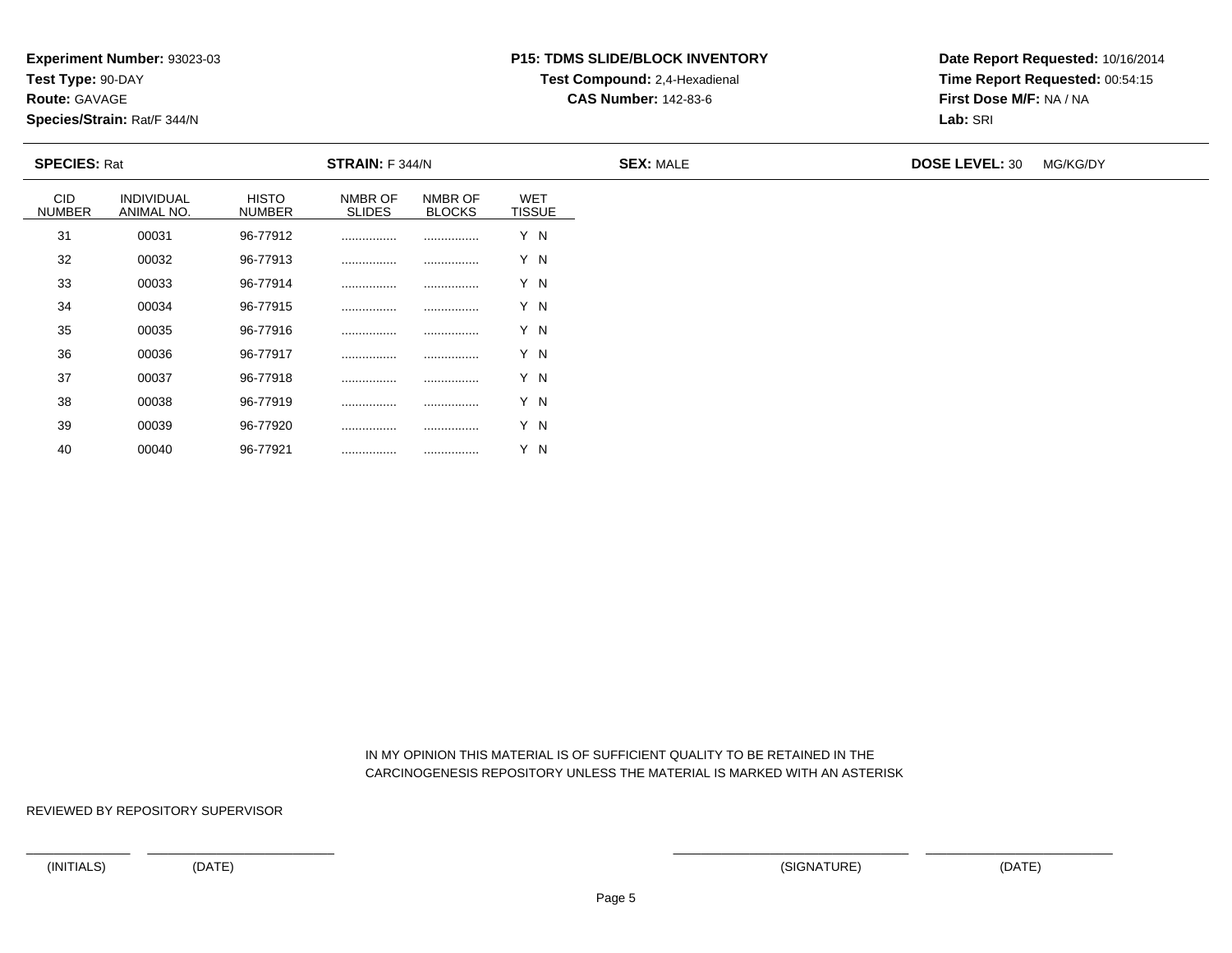**Experiment Number:** 93023-03
**Test Type:** 90-DAY
**Route:** GAVAGE
**Species/Strain:** Rat/F 344/N

**P15: TDMS SLIDE/BLOCK INVENTORY**
**Test Compound:** 2,4-Hexadienal
**CAS Number:** 142-83-6

**Date Report Requested:** 10/16/2014
**Time Report Requested:** 00:54:15
**First Dose M/F:** NA / NA
**Lab:** SRI

**SPECIES:** Rat　**STRAIN:** F 344/N　**SEX:** MALE　**DOSE LEVEL:** 30 MG/KG/DY

| CID NUMBER | INDIVIDUAL ANIMAL NO. | HISTO NUMBER | NMBR OF SLIDES | NMBR OF BLOCKS | WET TISSUE |
|---|---|---|---|---|---|
| 31 | 00031 | 96-77912 | ................ | ................ | Y N |
| 32 | 00032 | 96-77913 | ................ | ................ | Y N |
| 33 | 00033 | 96-77914 | ................ | ................ | Y N |
| 34 | 00034 | 96-77915 | ................ | ................ | Y N |
| 35 | 00035 | 96-77916 | ................ | ................ | Y N |
| 36 | 00036 | 96-77917 | ................ | ................ | Y N |
| 37 | 00037 | 96-77918 | ................ | ................ | Y N |
| 38 | 00038 | 96-77919 | ................ | ................ | Y N |
| 39 | 00039 | 96-77920 | ................ | ................ | Y N |
| 40 | 00040 | 96-77921 | ................ | ................ | Y N |

IN MY OPINION THIS MATERIAL IS OF SUFFICIENT QUALITY TO BE RETAINED IN THE CARCINOGENESIS REPOSITORY UNLESS THE MATERIAL IS MARKED WITH AN ASTERISK

REVIEWED BY REPOSITORY SUPERVISOR

(INITIALS)　(DATE)　(SIGNATURE)　(DATE)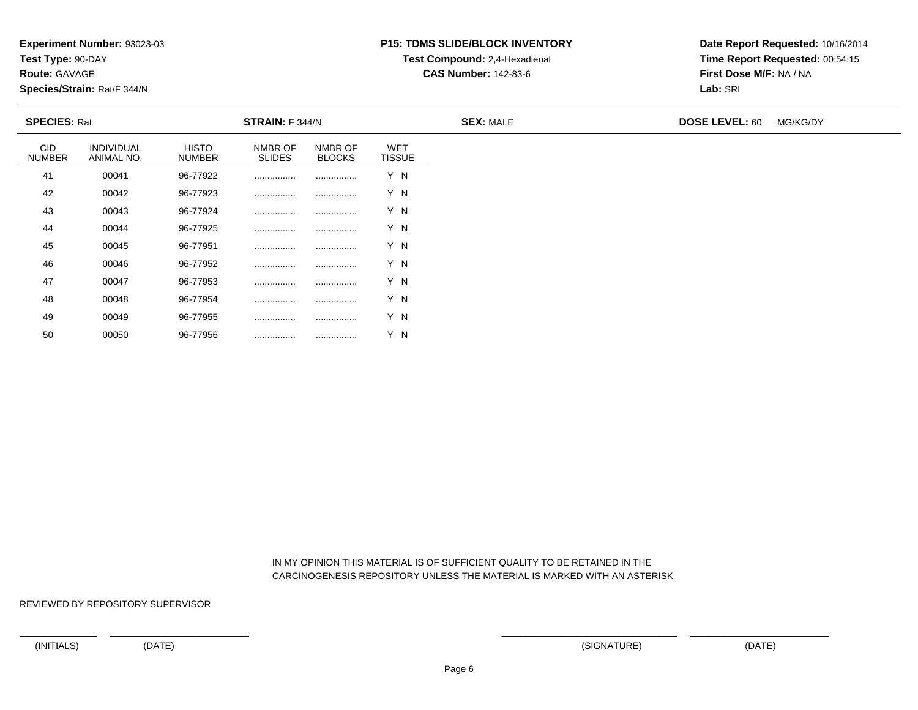**Experiment Number:** 93023-03
**Test Type:** 90-DAY
**Route:** GAVAGE
**Species/Strain:** Rat/F 344/N

**P15: TDMS SLIDE/BLOCK INVENTORY**
**Test Compound:** 2,4-Hexadienal
**CAS Number:** 142-83-6

**Date Report Requested:** 10/16/2014
**Time Report Requested:** 00:54:15
**First Dose M/F:** NA / NA
**Lab:** SRI

**SPECIES:** Rat | **STRAIN:** F 344/N | **SEX:** MALE | **DOSE LEVEL:** 60 MG/KG/DY

| CID NUMBER | INDIVIDUAL ANIMAL NO. | HISTO NUMBER | NMBR OF SLIDES | NMBR OF BLOCKS | WET TISSUE |
|---|---|---|---|---|---|
| 41 | 00041 | 96-77922 | ................ | ................ | Y N |
| 42 | 00042 | 96-77923 | ................ | ................ | Y N |
| 43 | 00043 | 96-77924 | ................ | ................ | Y N |
| 44 | 00044 | 96-77925 | ................ | ................ | Y N |
| 45 | 00045 | 96-77951 | ................ | ................ | Y N |
| 46 | 00046 | 96-77952 | ................ | ................ | Y N |
| 47 | 00047 | 96-77953 | ................ | ................ | Y N |
| 48 | 00048 | 96-77954 | ................ | ................ | Y N |
| 49 | 00049 | 96-77955 | ................ | ................ | Y N |
| 50 | 00050 | 96-77956 | ................ | ................ | Y N |

IN MY OPINION THIS MATERIAL IS OF SUFFICIENT QUALITY TO BE RETAINED IN THE CARCINOGENESIS REPOSITORY UNLESS THE MATERIAL IS MARKED WITH AN ASTERISK

REVIEWED BY REPOSITORY SUPERVISOR

(INITIALS) (DATE) (SIGNATURE) (DATE)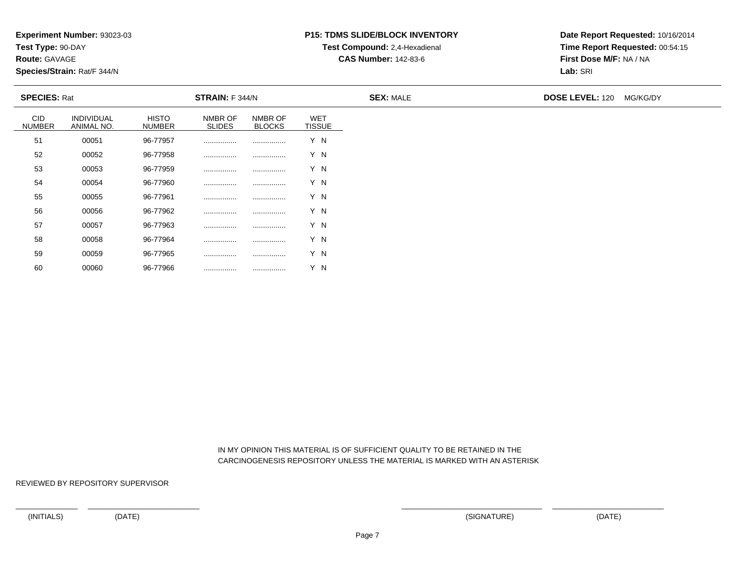**Experiment Number:** 93023-03
**Test Type:** 90-DAY
**Route:** GAVAGE
**Species/Strain:** Rat/F 344/N

**P15: TDMS SLIDE/BLOCK INVENTORY**
**Test Compound:** 2,4-Hexadienal
**CAS Number:** 142-83-6

**Date Report Requested:** 10/16/2014
**Time Report Requested:** 00:54:15
**First Dose M/F:** NA / NA
**Lab:** SRI

**SPECIES:** Rat **STRAIN:** F 344/N **SEX:** MALE **DOSE LEVEL:** 120 MG/KG/DY

| CID NUMBER | INDIVIDUAL ANIMAL NO. | HISTO NUMBER | NMBR OF SLIDES | NMBR OF BLOCKS | WET TISSUE |
|---|---|---|---|---|---|
| 51 | 00051 | 96-77957 | ................ | ................ | Y N |
| 52 | 00052 | 96-77958 | ................ | ................ | Y N |
| 53 | 00053 | 96-77959 | ................ | ................ | Y N |
| 54 | 00054 | 96-77960 | ................ | ................ | Y N |
| 55 | 00055 | 96-77961 | ................ | ................ | Y N |
| 56 | 00056 | 96-77962 | ................ | ................ | Y N |
| 57 | 00057 | 96-77963 | ................ | ................ | Y N |
| 58 | 00058 | 96-77964 | ................ | ................ | Y N |
| 59 | 00059 | 96-77965 | ................ | ................ | Y N |
| 60 | 00060 | 96-77966 | ................ | ................ | Y N |

IN MY OPINION THIS MATERIAL IS OF SUFFICIENT QUALITY TO BE RETAINED IN THE CARCINOGENESIS REPOSITORY UNLESS THE MATERIAL IS MARKED WITH AN ASTERISK

REVIEWED BY REPOSITORY SUPERVISOR

(INITIALS) (DATE) (SIGNATURE) (DATE)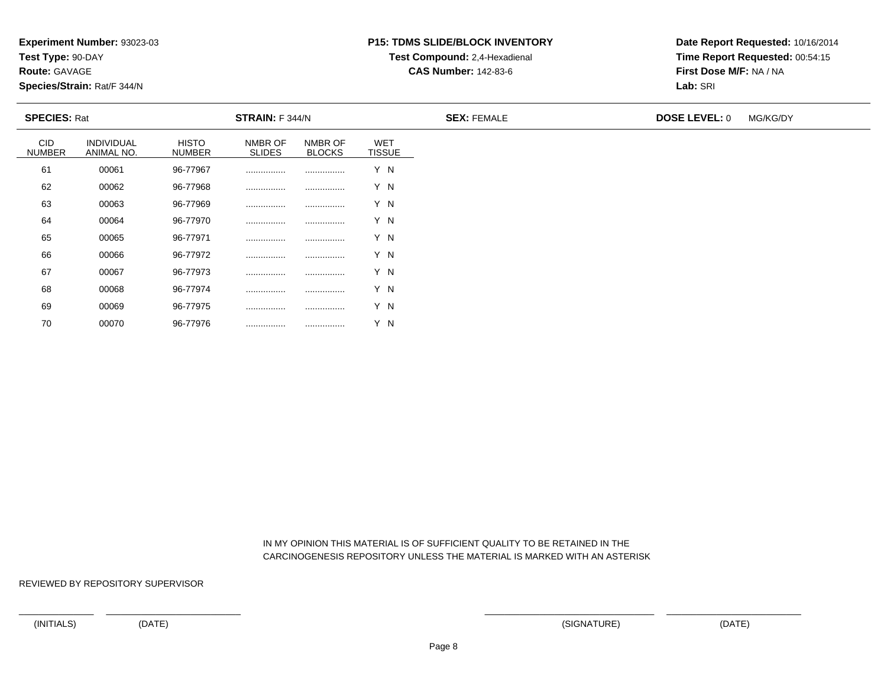**Experiment Number:** 93023-03
**Test Type:** 90-DAY
**Route:** GAVAGE
**Species/Strain:** Rat/F 344/N

**P15: TDMS SLIDE/BLOCK INVENTORY**
**Test Compound:** 2,4-Hexadienal
**CAS Number:** 142-83-6

**Date Report Requested:** 10/16/2014
**Time Report Requested:** 00:54:15
**First Dose M/F:** NA / NA
**Lab:** SRI

**SPECIES:** Rat **STRAIN:** F 344/N **SEX:** FEMALE **DOSE LEVEL:** 0 MG/KG/DY

| CID NUMBER | INDIVIDUAL ANIMAL NO. | HISTO NUMBER | NMBR OF SLIDES | NMBR OF BLOCKS | WET TISSUE |
|---|---|---|---|---|---|
| 61 | 00061 | 96-77967 | ................ | ................ | Y N |
| 62 | 00062 | 96-77968 | ................ | ................ | Y N |
| 63 | 00063 | 96-77969 | ................ | ................ | Y N |
| 64 | 00064 | 96-77970 | ................ | ................ | Y N |
| 65 | 00065 | 96-77971 | ................ | ................ | Y N |
| 66 | 00066 | 96-77972 | ................ | ................ | Y N |
| 67 | 00067 | 96-77973 | ................ | ................ | Y N |
| 68 | 00068 | 96-77974 | ................ | ................ | Y N |
| 69 | 00069 | 96-77975 | ................ | ................ | Y N |
| 70 | 00070 | 96-77976 | ................ | ................ | Y N |

IN MY OPINION THIS MATERIAL IS OF SUFFICIENT QUALITY TO BE RETAINED IN THE CARCINOGENESIS REPOSITORY UNLESS THE MATERIAL IS MARKED WITH AN ASTERISK

REVIEWED BY REPOSITORY SUPERVISOR

(INITIALS) (DATE) (SIGNATURE) (DATE)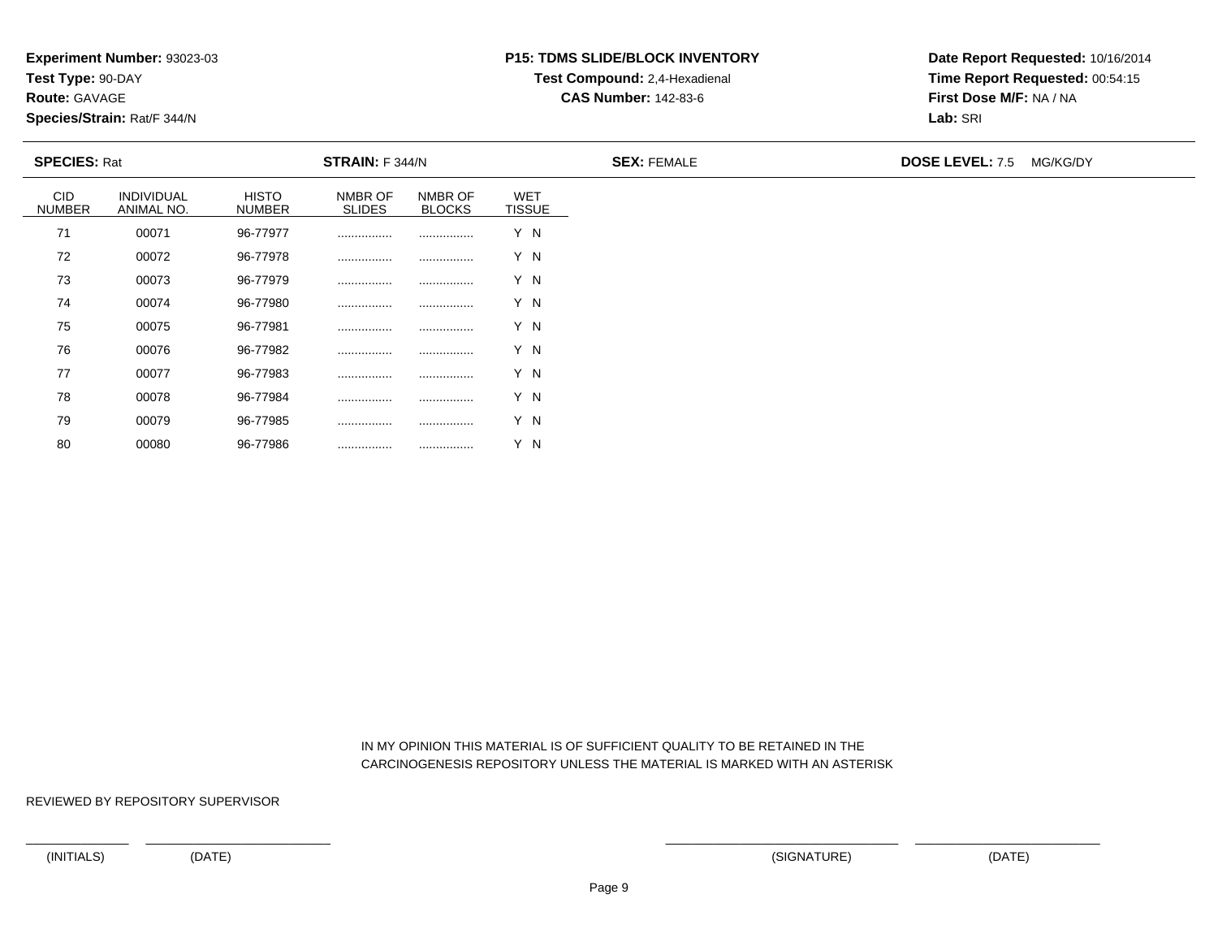**Experiment Number:** 93023-03
**Test Type:** 90-DAY
**Route:** GAVAGE
**Species/Strain:** Rat/F 344/N

**P15: TDMS SLIDE/BLOCK INVENTORY**
**Test Compound:** 2,4-Hexadienal
**CAS Number:** 142-83-6

**Date Report Requested:** 10/16/2014
**Time Report Requested:** 00:54:15
**First Dose M/F:** NA / NA
**Lab:** SRI

**SPECIES:** Rat **STRAIN:** F 344/N **SEX:** FEMALE **DOSE LEVEL:** 7.5 MG/KG/DY

| CID NUMBER | INDIVIDUAL ANIMAL NO. | HISTO NUMBER | NMBR OF SLIDES | NMBR OF BLOCKS | WET TISSUE |
|---|---|---|---|---|---|
| 71 | 00071 | 96-77977 | ................ | ................ | Y N |
| 72 | 00072 | 96-77978 | ................ | ................ | Y N |
| 73 | 00073 | 96-77979 | ................ | ................ | Y N |
| 74 | 00074 | 96-77980 | ................ | ................ | Y N |
| 75 | 00075 | 96-77981 | ................ | ................ | Y N |
| 76 | 00076 | 96-77982 | ................ | ................ | Y N |
| 77 | 00077 | 96-77983 | ................ | ................ | Y N |
| 78 | 00078 | 96-77984 | ................ | ................ | Y N |
| 79 | 00079 | 96-77985 | ................ | ................ | Y N |
| 80 | 00080 | 96-77986 | ................ | ................ | Y N |

IN MY OPINION THIS MATERIAL IS OF SUFFICIENT QUALITY TO BE RETAINED IN THE CARCINOGENESIS REPOSITORY UNLESS THE MATERIAL IS MARKED WITH AN ASTERISK

REVIEWED BY REPOSITORY SUPERVISOR

(INITIALS) (DATE) (SIGNATURE) (DATE)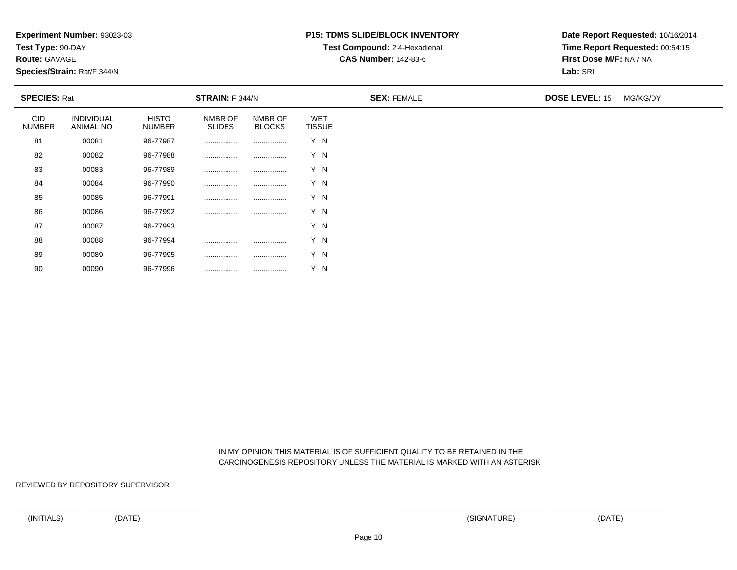**Experiment Number:** 93023-03
**Test Type:** 90-DAY
**Route:** GAVAGE
**Species/Strain:** Rat/F 344/N

**P15: TDMS SLIDE/BLOCK INVENTORY**
**Test Compound:** 2,4-Hexadienal
**CAS Number:** 142-83-6

**Date Report Requested:** 10/16/2014
**Time Report Requested:** 00:54:15
**First Dose M/F:** NA / NA
**Lab:** SRI

**SPECIES:** Rat **STRAIN:** F 344/N **SEX:** FEMALE **DOSE LEVEL:** 15 MG/KG/DY

| CID NUMBER | INDIVIDUAL ANIMAL NO. | HISTO NUMBER | NMBR OF SLIDES | NMBR OF BLOCKS | WET TISSUE |
|---|---|---|---|---|---|
| 81 | 00081 | 96-77987 | ................ | ................ | Y N |
| 82 | 00082 | 96-77988 | ................ | ................ | Y N |
| 83 | 00083 | 96-77989 | ................ | ................ | Y N |
| 84 | 00084 | 96-77990 | ................ | ................ | Y N |
| 85 | 00085 | 96-77991 | ................ | ................ | Y N |
| 86 | 00086 | 96-77992 | ................ | ................ | Y N |
| 87 | 00087 | 96-77993 | ................ | ................ | Y N |
| 88 | 00088 | 96-77994 | ................ | ................ | Y N |
| 89 | 00089 | 96-77995 | ................ | ................ | Y N |
| 90 | 00090 | 96-77996 | ................ | ................ | Y N |

IN MY OPINION THIS MATERIAL IS OF SUFFICIENT QUALITY TO BE RETAINED IN THE CARCINOGENESIS REPOSITORY UNLESS THE MATERIAL IS MARKED WITH AN ASTERISK

REVIEWED BY REPOSITORY SUPERVISOR

(INITIALS) (DATE) (SIGNATURE) (DATE)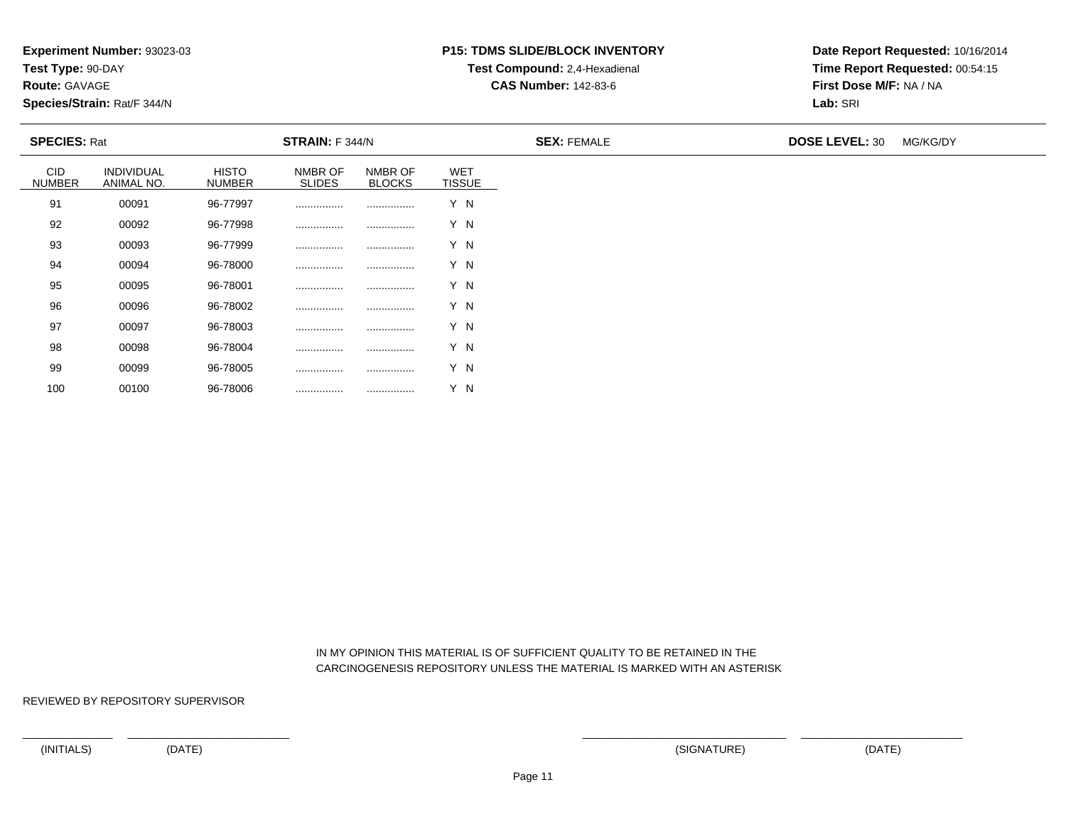**Experiment Number:** 93023-03
**Test Type:** 90-DAY
**Route:** GAVAGE
**Species/Strain:** Rat/F 344/N

**P15: TDMS SLIDE/BLOCK INVENTORY**
**Test Compound:** 2,4-Hexadienal
**CAS Number:** 142-83-6

**Date Report Requested:** 10/16/2014
**Time Report Requested:** 00:54:15
**First Dose M/F:** NA / NA
**Lab:** SRI

**SPECIES:** Rat **STRAIN:** F 344/N **SEX:** FEMALE **DOSE LEVEL:** 30 MG/KG/DY

| CID NUMBER | INDIVIDUAL ANIMAL NO. | HISTO NUMBER | NMBR OF SLIDES | NMBR OF BLOCKS | WET TISSUE |
|---|---|---|---|---|---|
| 91 | 00091 | 96-77997 | ................ | ................ | Y N |
| 92 | 00092 | 96-77998 | ................ | ................ | Y N |
| 93 | 00093 | 96-77999 | ................ | ................ | Y N |
| 94 | 00094 | 96-78000 | ................ | ................ | Y N |
| 95 | 00095 | 96-78001 | ................ | ................ | Y N |
| 96 | 00096 | 96-78002 | ................ | ................ | Y N |
| 97 | 00097 | 96-78003 | ................ | ................ | Y N |
| 98 | 00098 | 96-78004 | ................ | ................ | Y N |
| 99 | 00099 | 96-78005 | ................ | ................ | Y N |
| 100 | 00100 | 96-78006 | ................ | ................ | Y N |

IN MY OPINION THIS MATERIAL IS OF SUFFICIENT QUALITY TO BE RETAINED IN THE CARCINOGENESIS REPOSITORY UNLESS THE MATERIAL IS MARKED WITH AN ASTERISK

REVIEWED BY REPOSITORY SUPERVISOR

(INITIALS) (DATE) (SIGNATURE) (DATE)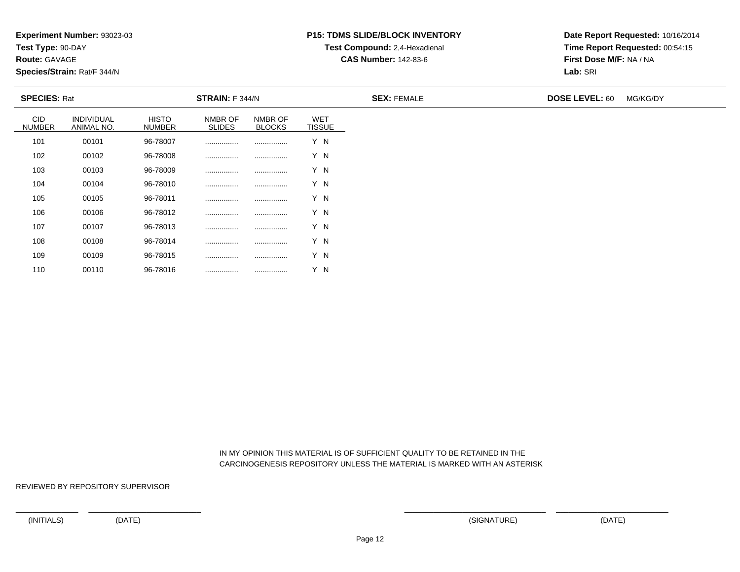**Experiment Number:** 93023-03
**Test Type:** 90-DAY
**Route:** GAVAGE
**Species/Strain:** Rat/F 344/N

**P15: TDMS SLIDE/BLOCK INVENTORY**
**Test Compound:** 2,4-Hexadienal
**CAS Number:** 142-83-6

**Date Report Requested:** 10/16/2014
**Time Report Requested:** 00:54:15
**First Dose M/F:** NA / NA
**Lab:** SRI

**SPECIES:** Rat **STRAIN:** F 344/N **SEX:** FEMALE **DOSE LEVEL:** 60 MG/KG/DY

| CID NUMBER | INDIVIDUAL ANIMAL NO. | HISTO NUMBER | NMBR OF SLIDES | NMBR OF BLOCKS | WET TISSUE |
|---|---|---|---|---|---|
| 101 | 00101 | 96-78007 | ................ | ................ | Y N |
| 102 | 00102 | 96-78008 | ................ | ................ | Y N |
| 103 | 00103 | 96-78009 | ................ | ................ | Y N |
| 104 | 00104 | 96-78010 | ................ | ................ | Y N |
| 105 | 00105 | 96-78011 | ................ | ................ | Y N |
| 106 | 00106 | 96-78012 | ................ | ................ | Y N |
| 107 | 00107 | 96-78013 | ................ | ................ | Y N |
| 108 | 00108 | 96-78014 | ................ | ................ | Y N |
| 109 | 00109 | 96-78015 | ................ | ................ | Y N |
| 110 | 00110 | 96-78016 | ................ | ................ | Y N |

IN MY OPINION THIS MATERIAL IS OF SUFFICIENT QUALITY TO BE RETAINED IN THE CARCINOGENESIS REPOSITORY UNLESS THE MATERIAL IS MARKED WITH AN ASTERISK

REVIEWED BY REPOSITORY SUPERVISOR

(INITIALS) (DATE) (SIGNATURE) (DATE)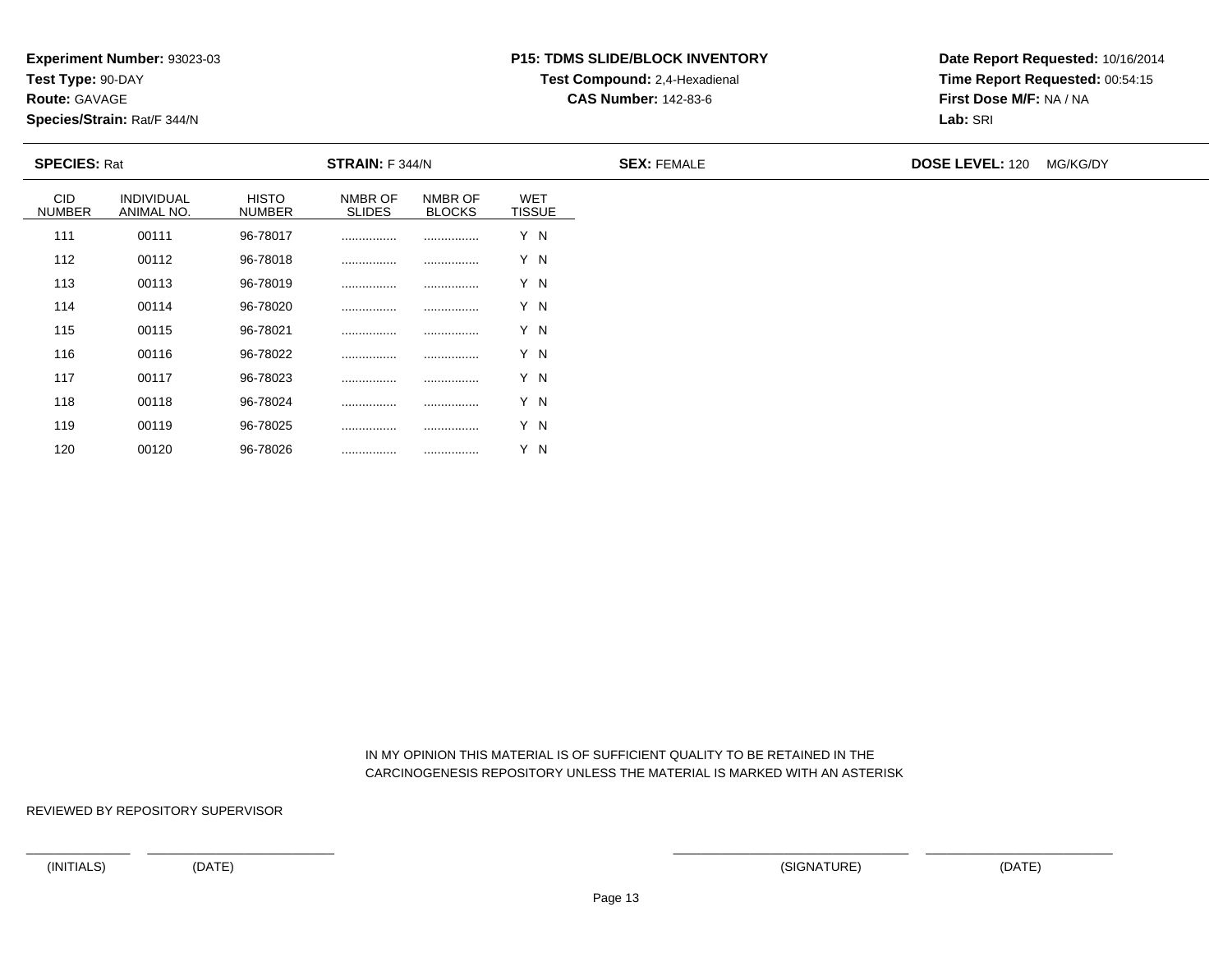**Experiment Number:** 93023-03
**Test Type:** 90-DAY
**Route:** GAVAGE
**Species/Strain:** Rat/F 344/N

**P15: TDMS SLIDE/BLOCK INVENTORY**
**Test Compound:** 2,4-Hexadienal
**CAS Number:** 142-83-6

**Date Report Requested:** 10/16/2014
**Time Report Requested:** 00:54:15
**First Dose M/F:** NA / NA
**Lab:** SRI

**SPECIES:** Rat **STRAIN:** F 344/N **SEX:** FEMALE **DOSE LEVEL:** 120 MG/KG/DY

| CID NUMBER | INDIVIDUAL ANIMAL NO. | HISTO NUMBER | NMBR OF SLIDES | NMBR OF BLOCKS | WET TISSUE |
|---|---|---|---|---|---|
| 111 | 00111 | 96-78017 | ................ | ................ | Y N |
| 112 | 00112 | 96-78018 | ................ | ................ | Y N |
| 113 | 00113 | 96-78019 | ................ | ................ | Y N |
| 114 | 00114 | 96-78020 | ................ | ................ | Y N |
| 115 | 00115 | 96-78021 | ................ | ................ | Y N |
| 116 | 00116 | 96-78022 | ................ | ................ | Y N |
| 117 | 00117 | 96-78023 | ................ | ................ | Y N |
| 118 | 00118 | 96-78024 | ................ | ................ | Y N |
| 119 | 00119 | 96-78025 | ................ | ................ | Y N |
| 120 | 00120 | 96-78026 | ................ | ................ | Y N |

IN MY OPINION THIS MATERIAL IS OF SUFFICIENT QUALITY TO BE RETAINED IN THE CARCINOGENESIS REPOSITORY UNLESS THE MATERIAL IS MARKED WITH AN ASTERISK

REVIEWED BY REPOSITORY SUPERVISOR

(INITIALS) (DATE) (SIGNATURE) (DATE)